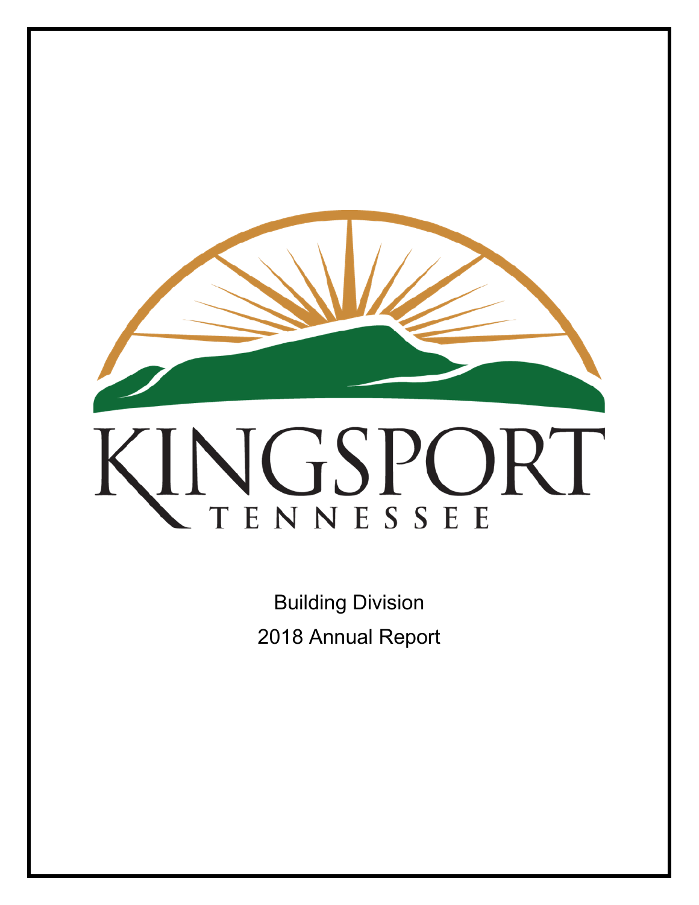KINGSPORT

TENNESSEE

Building Division

2018 Annual Report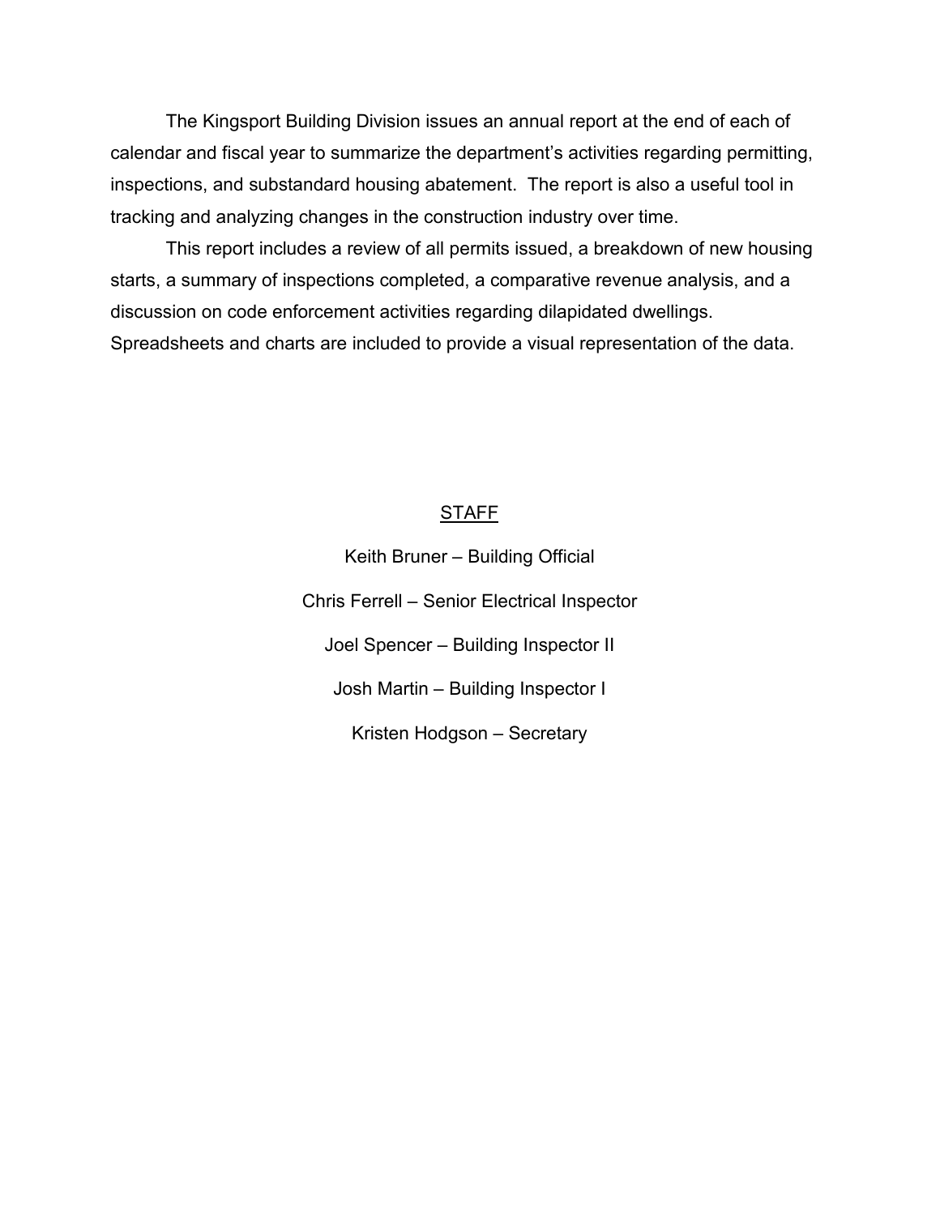The Kingsport Building Division issues an annual report at the end of each of calendar and fiscal year to summarize the department's activities regarding permitting, inspections, and substandard housing abatement. The report is also a useful tool in tracking and analyzing changes in the construction industry over time.

This report includes a review of all permits issued, a breakdown of new housing starts, a summary of inspections completed, a comparative revenue analysis, and a discussion on code enforcement activities regarding dilapidated dwellings. Spreadsheets and charts are included to provide a visual representation of the data.

## STAFF

Keith Bruner – Building Official

Chris Ferrell – Senior Electrical Inspector

Joel Spencer – Building Inspector II

Josh Martin – Building Inspector I

Kristen Hodgson – Secretary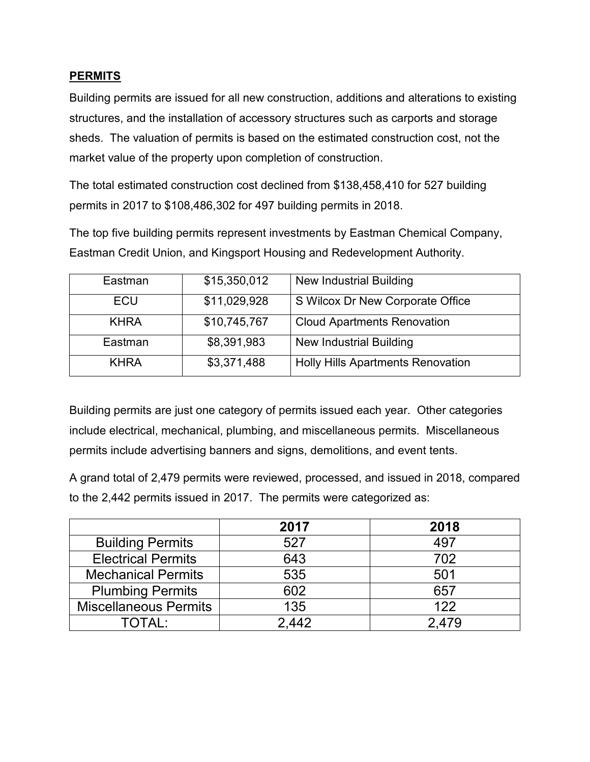## PERMITS

Building permits are issued for all new construction, additions and alterations to existing structures, and the installation of accessory structures such as carports and storage sheds. The valuation of permits is based on the estimated construction cost, not the market value of the property upon completion of construction.

The total estimated construction cost declined from $138,458,410 for 527 building permits in 2017 to $108,486,302 for 497 building permits in 2018.

The top five building permits represent investments by Eastman Chemical Company, Eastman Credit Union, and Kingsport Housing and Redevelopment Authority.

| | | |
|---|---|---|
| Eastman | $15,350,012 | New Industrial Building |
| ECU | $11,029,928 | S Wilcox Dr New Corporate Office |
| KHRA | $10,745,767 | Cloud Apartments Renovation |
| Eastman | $8,391,983 | New Industrial Building |
| KHRA | $3,371,488 | Holly Hills Apartments Renovation |

Building permits are just one category of permits issued each year. Other categories include electrical, mechanical, plumbing, and miscellaneous permits. Miscellaneous permits include advertising banners and signs, demolitions, and event tents.

A grand total of 2,479 permits were reviewed, processed, and issued in 2018, compared to the 2,442 permits issued in 2017. The permits were categorized as:

| | **2017** | **2018** |
|---|---|---|
| Building Permits | 527 | 497 |
| Electrical Permits | 643 | 702 |
| Mechanical Permits | 535 | 501 |
| Plumbing Permits | 602 | 657 |
| Miscellaneous Permits | 135 | 122 |
| TOTAL: | 2,442 | 2,479 |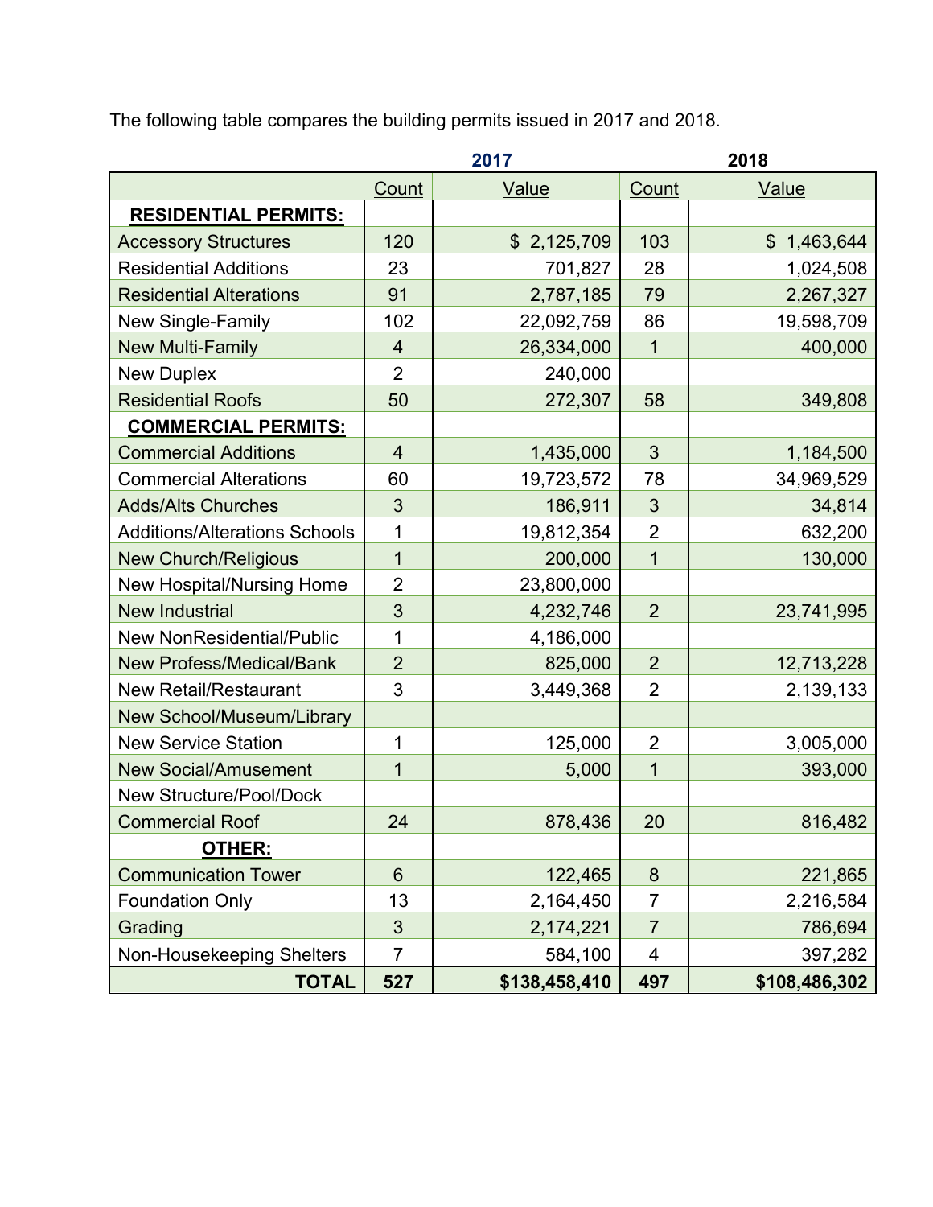The following table compares the building permits issued in 2017 and 2018.

| | 2017 | | 2018 | |
|---|---|---|---|---|
| | Count | Value | Count | Value |
| **RESIDENTIAL PERMITS:** | | | | |
| Accessory Structures | 120 | $ 2,125,709 | 103 | $ 1,463,644 |
| Residential Additions | 23 | 701,827 | 28 | 1,024,508 |
| Residential Alterations | 91 | 2,787,185 | 79 | 2,267,327 |
| New Single-Family | 102 | 22,092,759 | 86 | 19,598,709 |
| New Multi-Family | 4 | 26,334,000 | 1 | 400,000 |
| New Duplex | 2 | 240,000 | | |
| Residential Roofs | 50 | 272,307 | 58 | 349,808 |
| **COMMERCIAL PERMITS:** | | | | |
| Commercial Additions | 4 | 1,435,000 | 3 | 1,184,500 |
| Commercial Alterations | 60 | 19,723,572 | 78 | 34,969,529 |
| Adds/Alts Churches | 3 | 186,911 | 3 | 34,814 |
| Additions/Alterations Schools | 1 | 19,812,354 | 2 | 632,200 |
| New Church/Religious | 1 | 200,000 | 1 | 130,000 |
| New Hospital/Nursing Home | 2 | 23,800,000 | | |
| New Industrial | 3 | 4,232,746 | 2 | 23,741,995 |
| New NonResidential/Public | 1 | 4,186,000 | | |
| New Profess/Medical/Bank | 2 | 825,000 | 2 | 12,713,228 |
| New Retail/Restaurant | 3 | 3,449,368 | 2 | 2,139,133 |
| New School/Museum/Library | | | | |
| New Service Station | 1 | 125,000 | 2 | 3,005,000 |
| New Social/Amusement | 1 | 5,000 | 1 | 393,000 |
| New Structure/Pool/Dock | | | | |
| Commercial Roof | 24 | 878,436 | 20 | 816,482 |
| **OTHER:** | | | | |
| Communication Tower | 6 | 122,465 | 8 | 221,865 |
| Foundation Only | 13 | 2,164,450 | 7 | 2,216,584 |
| Grading | 3 | 2,174,221 | 7 | 786,694 |
| Non-Housekeeping Shelters | 7 | 584,100 | 4 | 397,282 |
| **TOTAL** | **527** | **$138,458,410** | **497** | **$108,486,302** |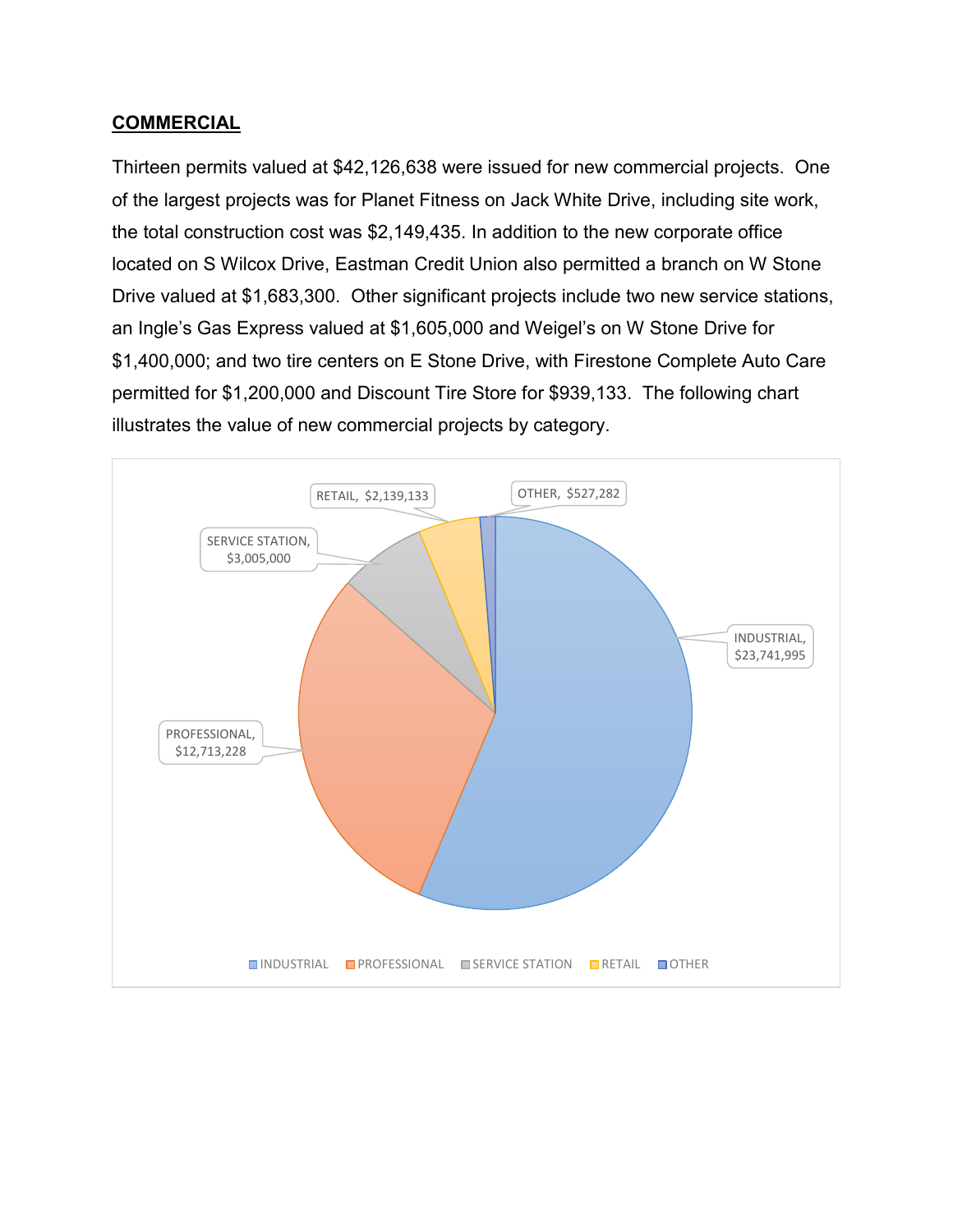## COMMERCIAL

Thirteen permits valued at $42,126,638 were issued for new commercial projects. One of the largest projects was for Planet Fitness on Jack White Drive, including site work, the total construction cost was $2,149,435. In addition to the new corporate office located on S Wilcox Drive, Eastman Credit Union also permitted a branch on W Stone Drive valued at $1,683,300. Other significant projects include two new service stations, an Ingle's Gas Express valued at $1,605,000 and Weigel's on W Stone Drive for $1,400,000; and two tire centers on E Stone Drive, with Firestone Complete Auto Care permitted for $1,200,000 and Discount Tire Store for $939,133. The following chart illustrates the value of new commercial projects by category.

| Category | Value |
|---|---|
| INDUSTRIAL | $23,741,995 |
| PROFESSIONAL | $12,713,228 |
| SERVICE STATION | $3,005,000 |
| RETAIL | $2,139,133 |
| OTHER | $527,282 |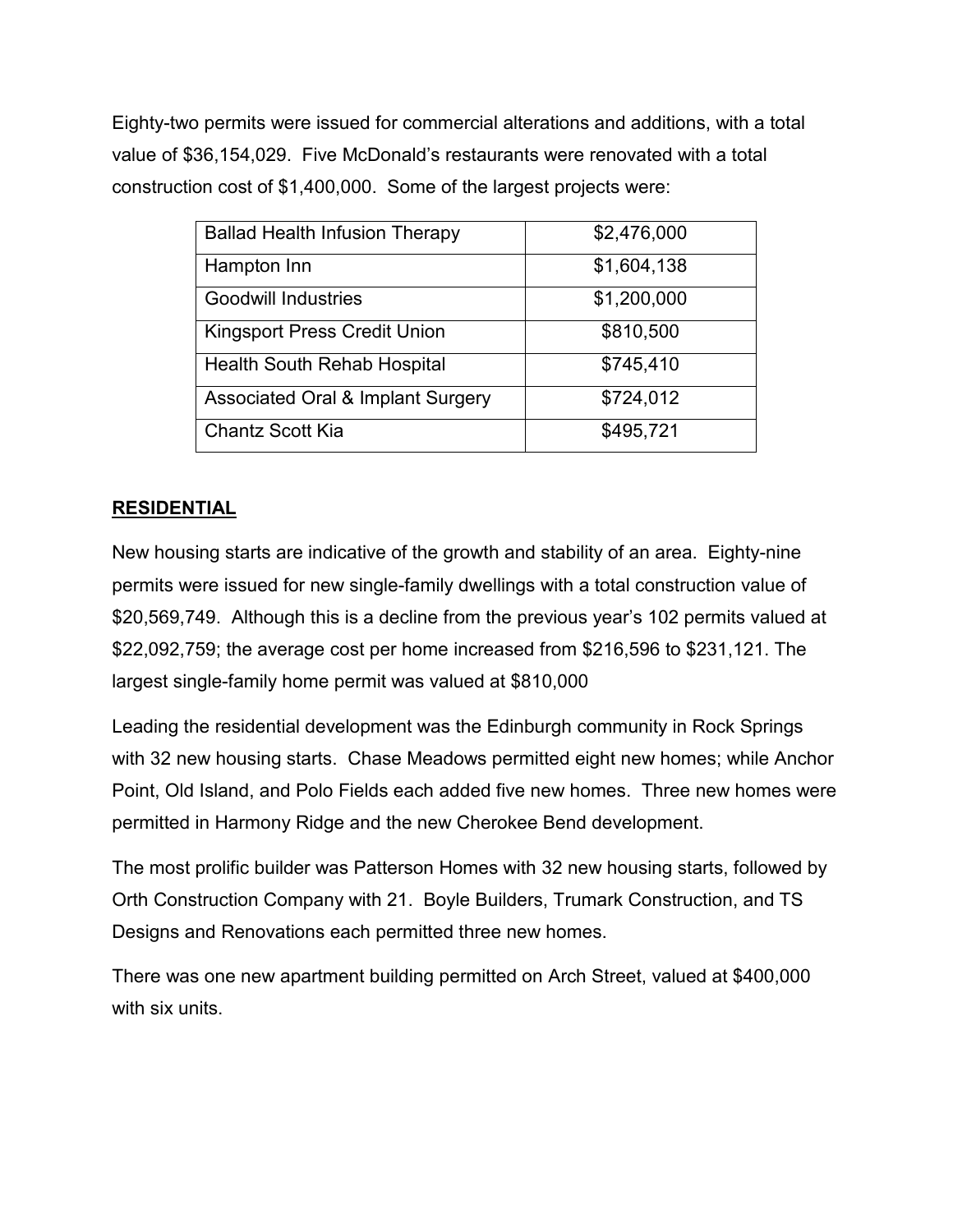Eighty-two permits were issued for commercial alterations and additions, with a total value of $36,154,029.  Five McDonald's restaurants were renovated with a total construction cost of $1,400,000.  Some of the largest projects were:

| | |
|---|---|
| Ballad Health Infusion Therapy | $2,476,000 |
| Hampton Inn | $1,604,138 |
| Goodwill Industries | $1,200,000 |
| Kingsport Press Credit Union | $810,500 |
| Health South Rehab Hospital | $745,410 |
| Associated Oral & Implant Surgery | $724,012 |
| Chantz Scott Kia | $495,721 |

## RESIDENTIAL

New housing starts are indicative of the growth and stability of an area.  Eighty-nine permits were issued for new single-family dwellings with a total construction value of $20,569,749.  Although this is a decline from the previous year's 102 permits valued at $22,092,759; the average cost per home increased from $216,596 to $231,121. The largest single-family home permit was valued at $810,000

Leading the residential development was the Edinburgh community in Rock Springs with 32 new housing starts.  Chase Meadows permitted eight new homes; while Anchor Point, Old Island, and Polo Fields each added five new homes.  Three new homes were permitted in Harmony Ridge and the new Cherokee Bend development.

The most prolific builder was Patterson Homes with 32 new housing starts, followed by Orth Construction Company with 21.  Boyle Builders, Trumark Construction, and TS Designs and Renovations each permitted three new homes.

There was one new apartment building permitted on Arch Street, valued at $400,000 with six units.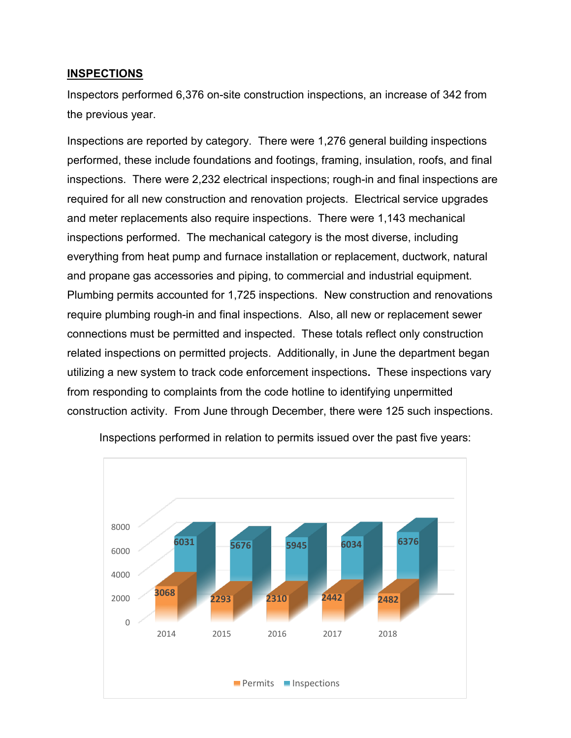## **INSPECTIONS**

Inspectors performed 6,376 on-site construction inspections, an increase of 342 from the previous year.

Inspections are reported by category. There were 1,276 general building inspections performed, these include foundations and footings, framing, insulation, roofs, and final inspections. There were 2,232 electrical inspections; rough-in and final inspections are required for all new construction and renovation projects. Electrical service upgrades and meter replacements also require inspections. There were 1,143 mechanical inspections performed. The mechanical category is the most diverse, including everything from heat pump and furnace installation or replacement, ductwork, natural and propane gas accessories and piping, to commercial and industrial equipment. Plumbing permits accounted for 1,725 inspections. New construction and renovations require plumbing rough-in and final inspections. Also, all new or replacement sewer connections must be permitted and inspected. These totals reflect only construction related inspections on permitted projects. Additionally, in June the department began utilizing a new system to track code enforcement inspections**.** These inspections vary from responding to complaints from the code hotline to identifying unpermitted construction activity. From June through December, there were 125 such inspections.

Inspections performed in relation to permits issued over the past five years:

| Year | Permits | Inspections |
|---|---|---|
| 2014 | 3068 | 6031 |
| 2015 | 2293 | 5676 |
| 2016 | 2310 | 5945 |
| 2017 | 2442 | 6034 |
| 2018 | 2482 | 6376 |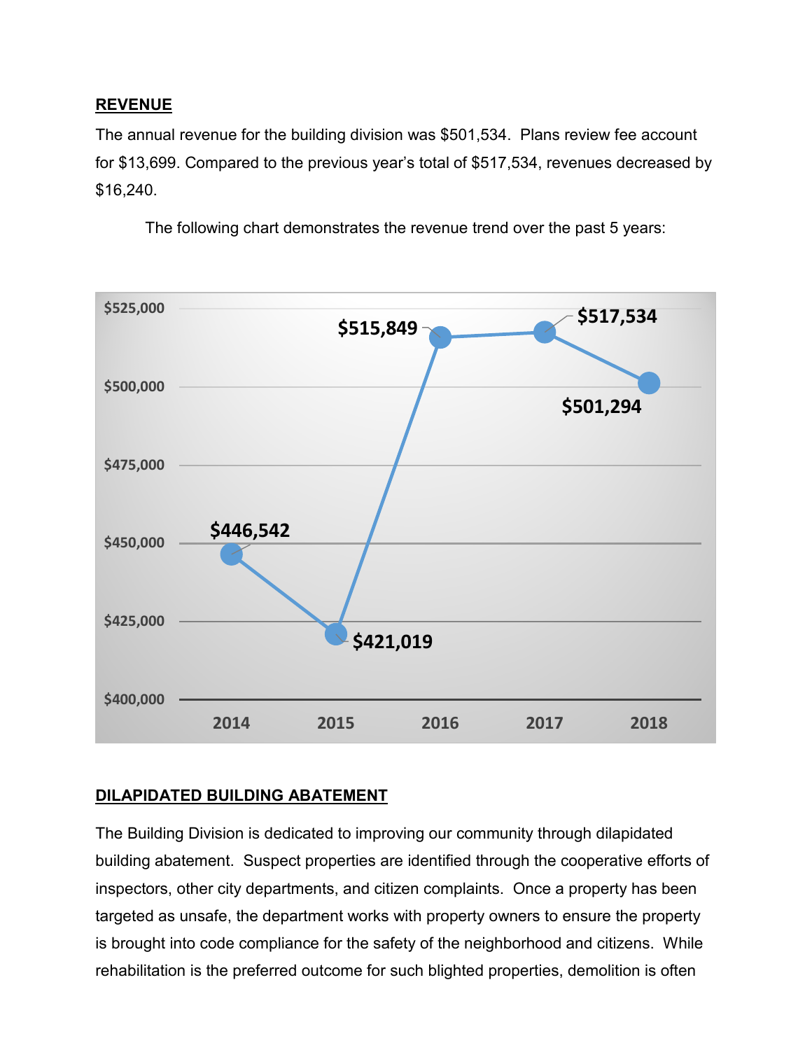## REVENUE

The annual revenue for the building division was $501,534. Plans review fee account for $13,699. Compared to the previous year's total of $517,534, revenues decreased by $16,240.

The following chart demonstrates the revenue trend over the past 5 years:

| Year | Revenue |
|---|---|
| 2014 | $446,542 |
| 2015 | $421,019 |
| 2016 | $515,849 |
| 2017 | $517,534 |
| 2018 | $501,294 |

## DILAPIDATED BUILDING ABATEMENT

The Building Division is dedicated to improving our community through dilapidated building abatement. Suspect properties are identified through the cooperative efforts of inspectors, other city departments, and citizen complaints. Once a property has been targeted as unsafe, the department works with property owners to ensure the property is brought into code compliance for the safety of the neighborhood and citizens. While rehabilitation is the preferred outcome for such blighted properties, demolition is often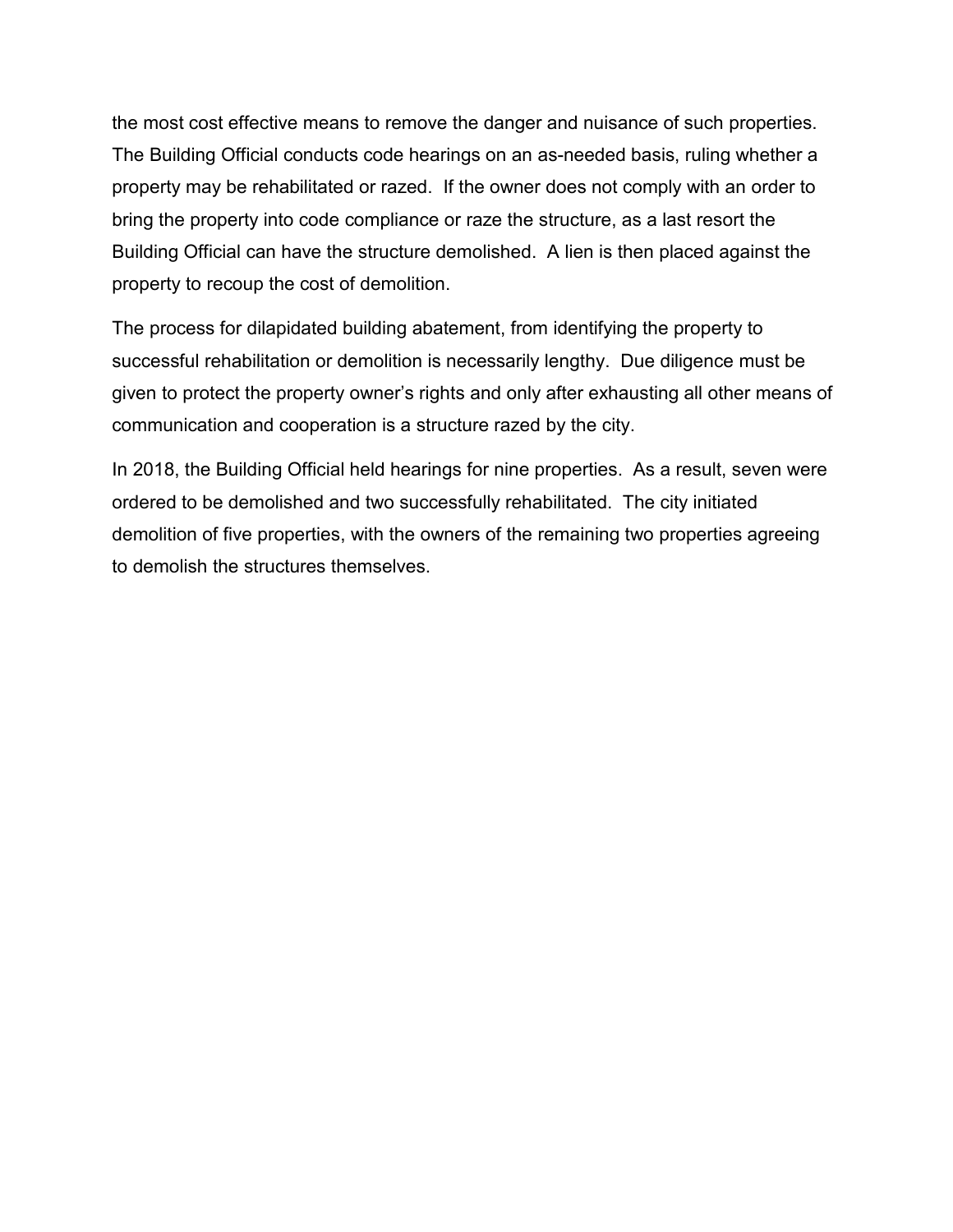the most cost effective means to remove the danger and nuisance of such properties. The Building Official conducts code hearings on an as-needed basis, ruling whether a property may be rehabilitated or razed. If the owner does not comply with an order to bring the property into code compliance or raze the structure, as a last resort the Building Official can have the structure demolished. A lien is then placed against the property to recoup the cost of demolition.

The process for dilapidated building abatement, from identifying the property to successful rehabilitation or demolition is necessarily lengthy. Due diligence must be given to protect the property owner's rights and only after exhausting all other means of communication and cooperation is a structure razed by the city.

In 2018, the Building Official held hearings for nine properties. As a result, seven were ordered to be demolished and two successfully rehabilitated. The city initiated demolition of five properties, with the owners of the remaining two properties agreeing to demolish the structures themselves.